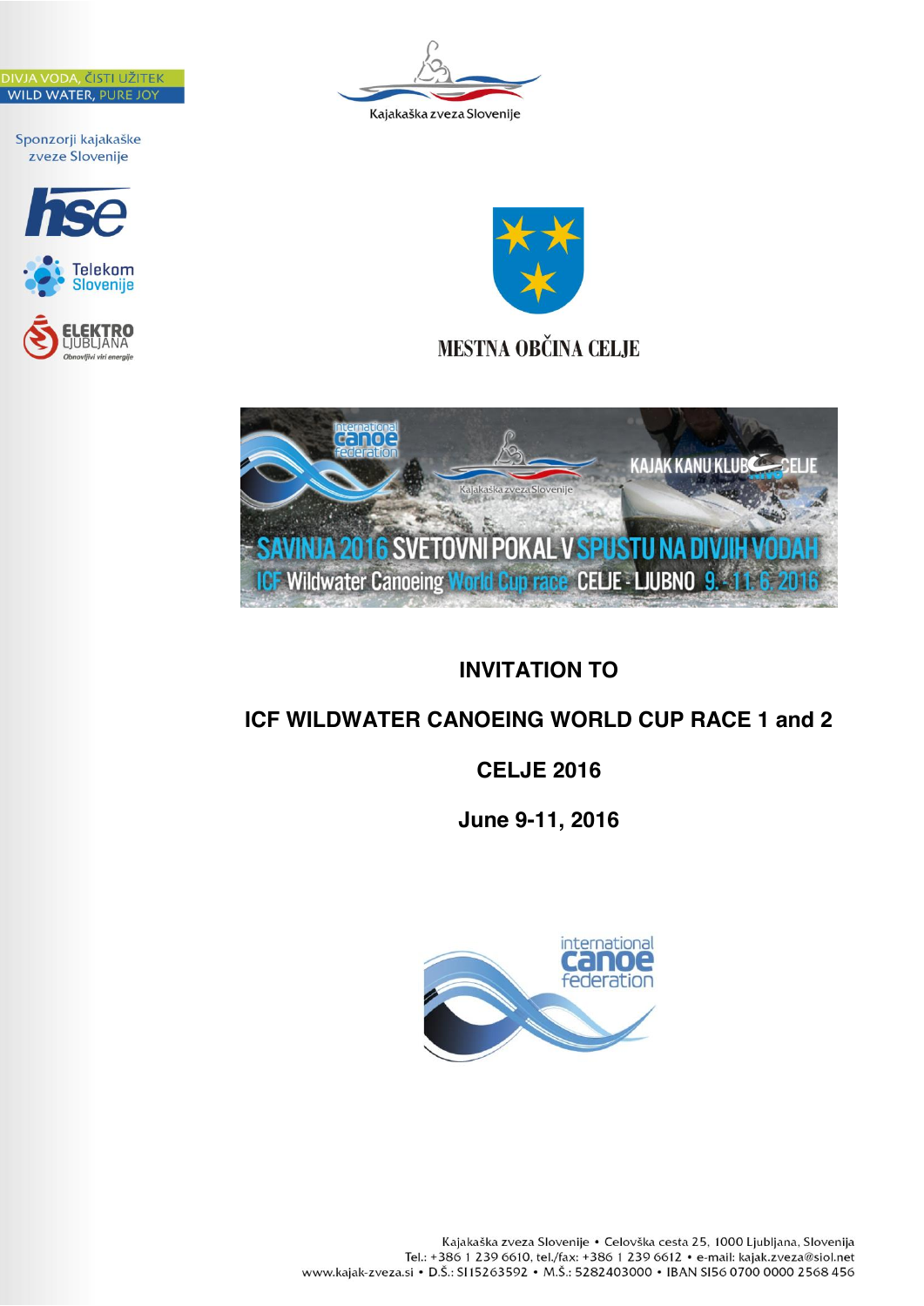DIVJA VODA, ČISTI UŽITEK
WILD WATER, PURE JOY

Sponzorji kajakaške zveze Slovenije

Kajakaška zveza Slovenije

MESTNA OBČINA CELJE

SAVINJA 2016 SVETOVNI POKAL V SPUSTU NA DIVJIH VODAH
ICF Wildwater Canoeing World Cup race CELJE - LJUBNO 9.-11. 6. 2016

# INVITATION TO

# ICF WILDWATER CANOEING WORLD CUP RACE 1 and 2

# CELJE 2016

# June 9-11, 2016

Kajakaška zveza Slovenije • Celovška cesta 25, 1000 Ljubljana, Slovenija
Tel.: +386 1 239 6610, tel./fax: +386 1 239 6612 • e-mail: kajak.zveza@siol.net
www.kajak-zveza.si • D.Š.: SI15263592 • M.Š.: 5282403000 • IBAN SI56 0700 0000 2568 456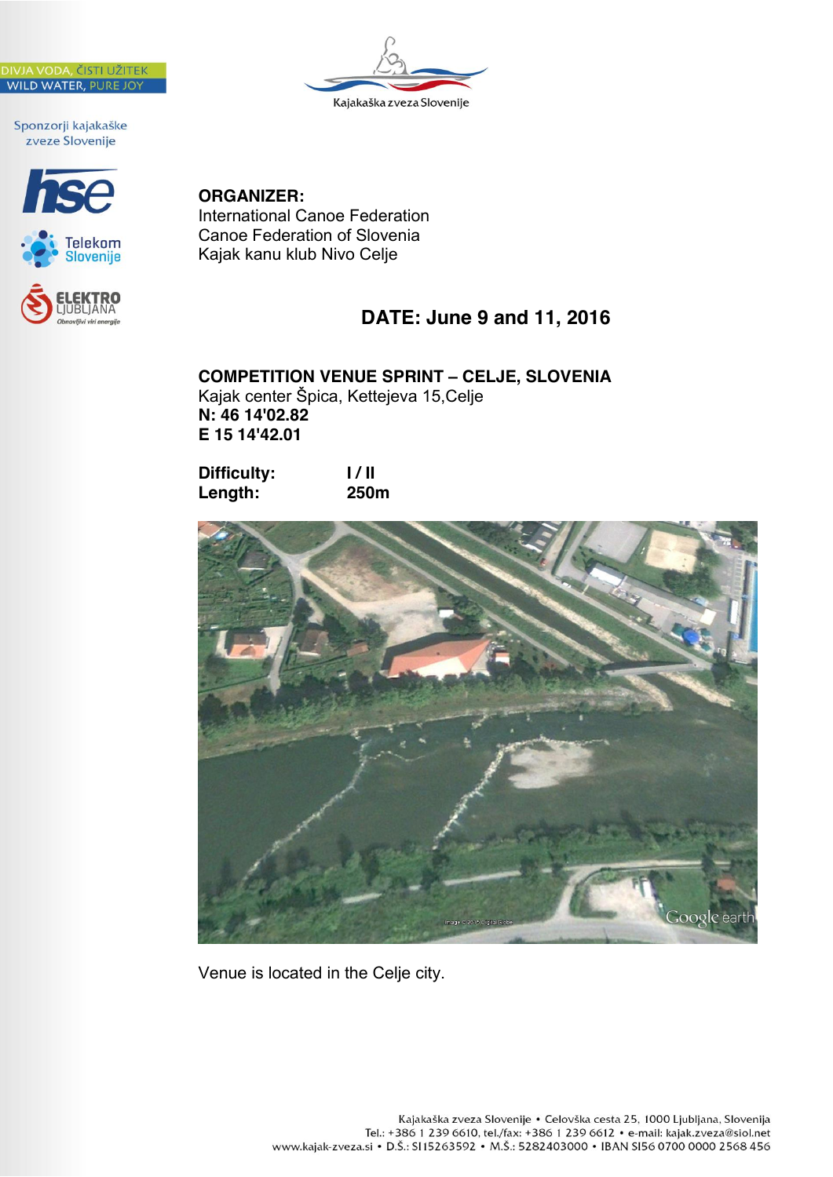**ORGANIZER:**
International Canoe Federation
Canoe Federation of Slovenia
Kajak kanu klub Nivo Celje

## DATE: June 9 and 11, 2016

**COMPETITION VENUE SPRINT – CELJE, SLOVENIA**
Kajak center Špica, Kettejeva 15,Celje
**N: 46 14'02.82**
**E 15 14'42.01**

| | |
|---|---|
| **Difficulty:** | **I / II** |
| **Length:** | **250m** |

Venue is located in the Celje city.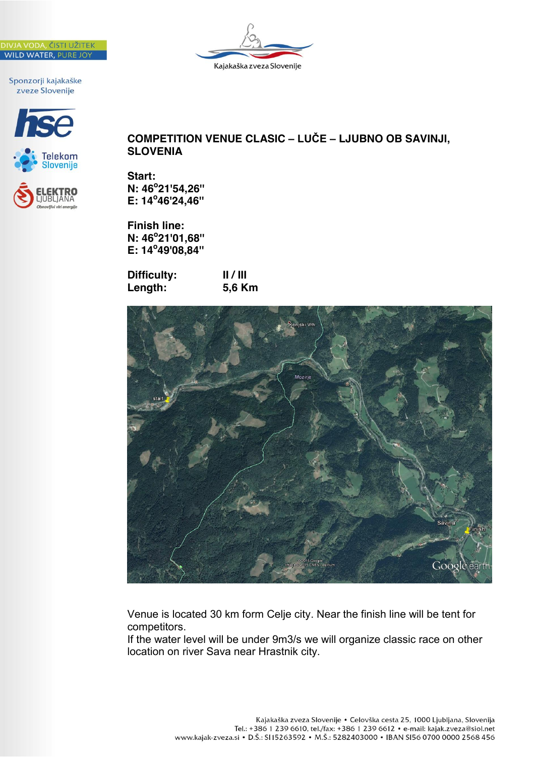## COMPETITION VENUE CLASIC – LUČE – LJUBNO OB SAVINJI, SLOVENIA

**Start:**
**N: 46°21'54,26"**
**E: 14°46'24,46"**

**Finish line:**
**N: 46°21'01,68"**
**E: 14°49'08,84"**

| | |
|---|---|
| **Difficulty:** | **II / III** |
| **Length:** | **5,6 Km** |

Venue is located 30 km form Celje city. Near the finish line will be tent for competitors.
If the water level will be under 9m3/s we will organize classic race on other location on river Sava near Hrastnik city.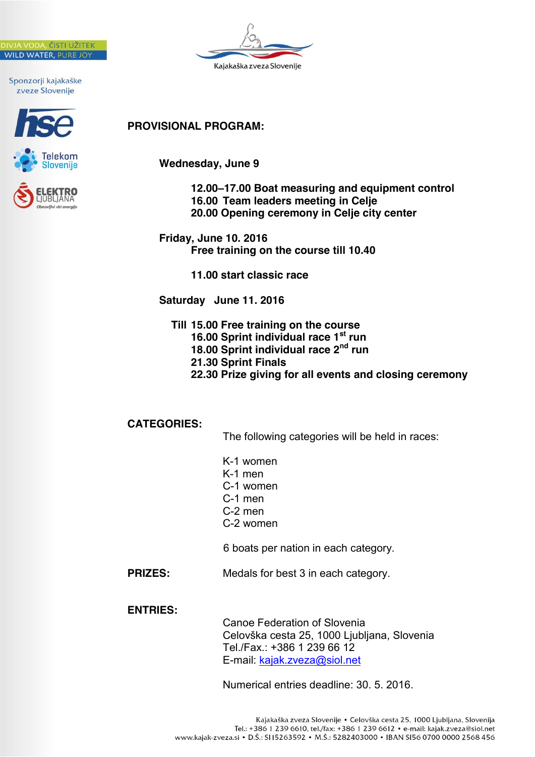## PROVISIONAL PROGRAM:

**Wednesday, June 9**

**12.00–17.00 Boat measuring and equipment control**
**16.00 Team leaders meeting in Celje**
**20.00 Opening ceremony in Celje city center**

**Friday, June 10. 2016**

**Free training on the course till 10.40**

**11.00 start classic race**

**Saturday June 11. 2016**

**Till 15.00 Free training on the course**
**16.00 Sprint individual race 1st run**
**18.00 Sprint individual race 2nd run**
**21.30 Sprint Finals**
**22.30 Prize giving for all events and closing ceremony**

**CATEGORIES:**

The following categories will be held in races:

K-1 women
K-1 men
C-1 women
C-1 men
C-2 men
C-2 women

6 boats per nation in each category.

**PRIZES:** Medals for best 3 in each category.

**ENTRIES:**

Canoe Federation of Slovenia
Celovška cesta 25, 1000 Ljubljana, Slovenia
Tel./Fax.: +386 1 239 66 12
E-mail: kajak.zveza@siol.net

Numerical entries deadline: 30. 5. 2016.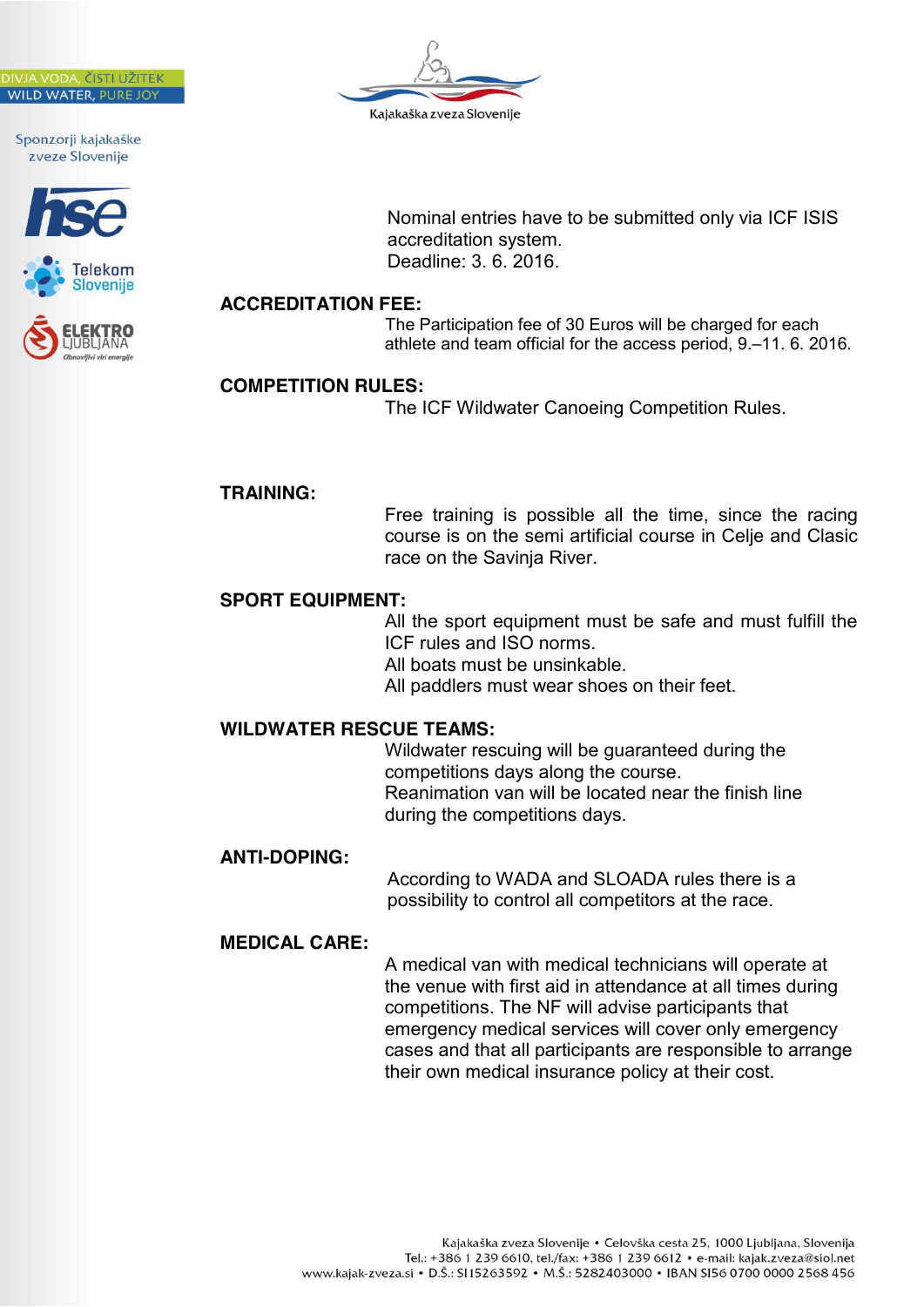Nominal entries have to be submitted only via ICF ISIS accreditation system.
Deadline: 3. 6. 2016.

**ACCREDITATION FEE:**

The Participation fee of 30 Euros will be charged for each athlete and team official for the access period, 9.–11. 6. 2016.

**COMPETITION RULES:**

The ICF Wildwater Canoeing Competition Rules.

**TRAINING:**

Free training is possible all the time, since the racing course is on the semi artificial course in Celje and Clasic race on the Savinja River.

**SPORT EQUIPMENT:**

All the sport equipment must be safe and must fulfill the ICF rules and ISO norms.
All boats must be unsinkable.
All paddlers must wear shoes on their feet.

**WILDWATER RESCUE TEAMS:**

Wildwater rescuing will be guaranteed during the competitions days along the course.
Reanimation van will be located near the finish line during the competitions days.

**ANTI-DOPING:**

According to WADA and SLOADA rules there is a possibility to control all competitors at the race.

**MEDICAL CARE:**

A medical van with medical technicians will operate at the venue with first aid in attendance at all times during competitions. The NF will advise participants that emergency medical services will cover only emergency cases and that all participants are responsible to arrange their own medical insurance policy at their cost.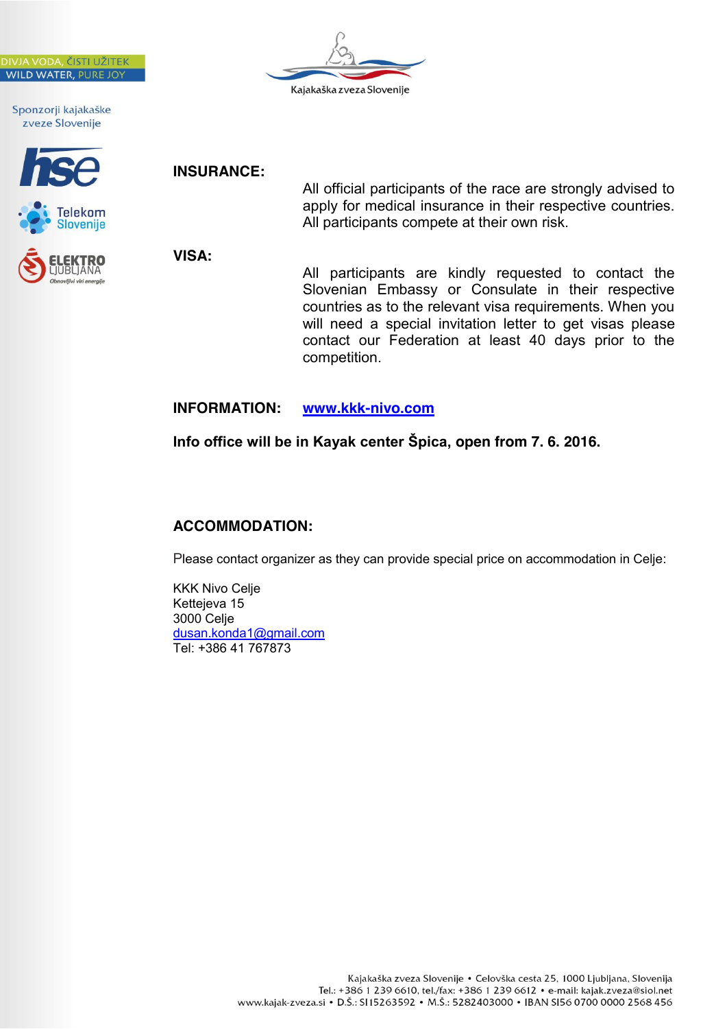**INSURANCE:**

All official participants of the race are strongly advised to apply for medical insurance in their respective countries. All participants compete at their own risk.

**VISA:**

All participants are kindly requested to contact the Slovenian Embassy or Consulate in their respective countries as to the relevant visa requirements. When you will need a special invitation letter to get visas please contact our Federation at least 40 days prior to the competition.

**INFORMATION:** www.kkk-nivo.com

**Info office will be in Kayak center Špica, open from 7. 6. 2016.**

**ACCOMMODATION:**

Please contact organizer as they can provide special price on accommodation in Celje:

KKK Nivo Celje
Kettejeva 15
3000 Celje
dusan.konda1@gmail.com
Tel: +386 41 767873